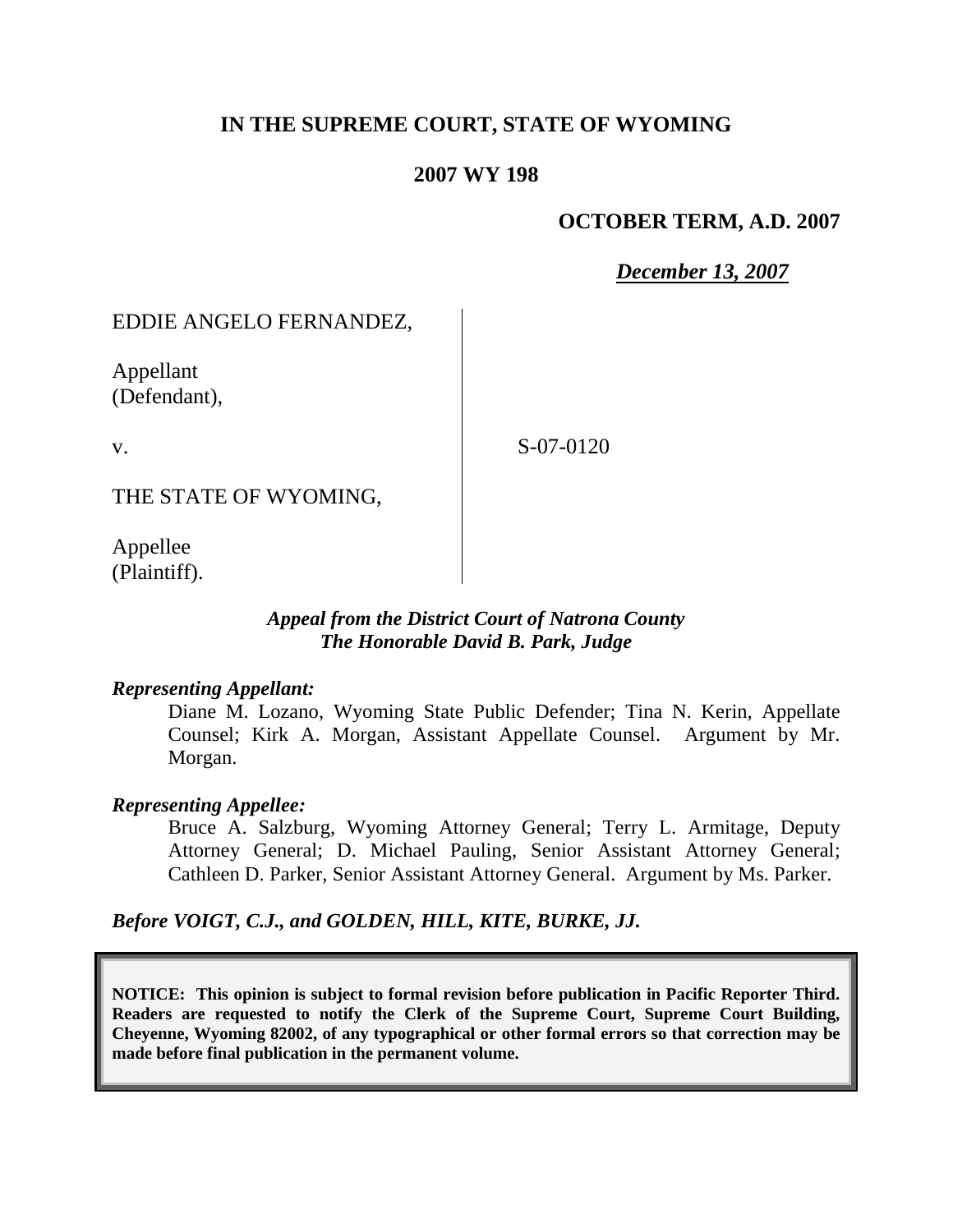# IN THE SUPREME COURT, STATE OF WYOMING

## 2007 WY 198

**OCTOBER TERM, A.D. 2007**

***December 13, 2007***

EDDIE ANGELO FERNANDEZ,

Appellant
(Defendant),

v.

S-07-0120

THE STATE OF WYOMING,

Appellee
(Plaintiff).

***Appeal from the District Court of Natrona County***
***The Honorable David B. Park, Judge***

***Representing Appellant:***

Diane M. Lozano, Wyoming State Public Defender; Tina N. Kerin, Appellate Counsel; Kirk A. Morgan, Assistant Appellate Counsel. Argument by Mr. Morgan.

***Representing Appellee:***

Bruce A. Salzburg, Wyoming Attorney General; Terry L. Armitage, Deputy Attorney General; D. Michael Pauling, Senior Assistant Attorney General; Cathleen D. Parker, Senior Assistant Attorney General. Argument by Ms. Parker.

***Before VOIGT, C.J., and GOLDEN, HILL, KITE, BURKE, JJ.***

**NOTICE: This opinion is subject to formal revision before publication in Pacific Reporter Third. Readers are requested to notify the Clerk of the Supreme Court, Supreme Court Building, Cheyenne, Wyoming 82002, of any typographical or other formal errors so that correction may be made before final publication in the permanent volume.**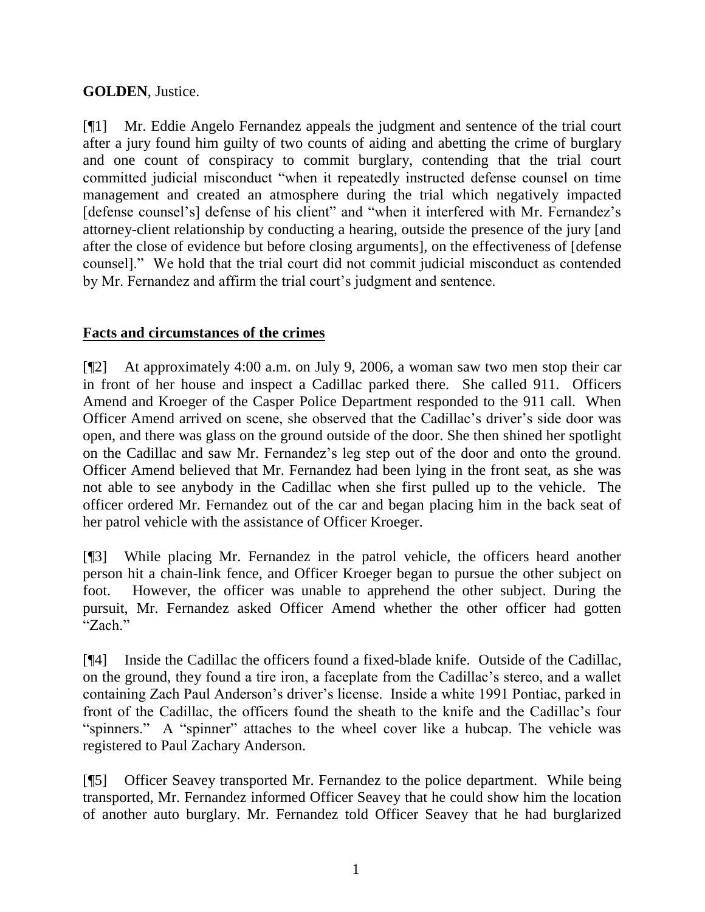**GOLDEN**, Justice.

[¶1] Mr. Eddie Angelo Fernandez appeals the judgment and sentence of the trial court after a jury found him guilty of two counts of aiding and abetting the crime of burglary and one count of conspiracy to commit burglary, contending that the trial court committed judicial misconduct "when it repeatedly instructed defense counsel on time management and created an atmosphere during the trial which negatively impacted [defense counsel's] defense of his client" and "when it interfered with Mr. Fernandez's attorney-client relationship by conducting a hearing, outside the presence of the jury [and after the close of evidence but before closing arguments], on the effectiveness of [defense counsel]." We hold that the trial court did not commit judicial misconduct as contended by Mr. Fernandez and affirm the trial court's judgment and sentence.

## Facts and circumstances of the crimes

[¶2] At approximately 4:00 a.m. on July 9, 2006, a woman saw two men stop their car in front of her house and inspect a Cadillac parked there. She called 911. Officers Amend and Kroeger of the Casper Police Department responded to the 911 call. When Officer Amend arrived on scene, she observed that the Cadillac's driver's side door was open, and there was glass on the ground outside of the door. She then shined her spotlight on the Cadillac and saw Mr. Fernandez's leg step out of the door and onto the ground. Officer Amend believed that Mr. Fernandez had been lying in the front seat, as she was not able to see anybody in the Cadillac when she first pulled up to the vehicle. The officer ordered Mr. Fernandez out of the car and began placing him in the back seat of her patrol vehicle with the assistance of Officer Kroeger.

[¶3] While placing Mr. Fernandez in the patrol vehicle, the officers heard another person hit a chain-link fence, and Officer Kroeger began to pursue the other subject on foot. However, the officer was unable to apprehend the other subject. During the pursuit, Mr. Fernandez asked Officer Amend whether the other officer had gotten "Zach."

[¶4] Inside the Cadillac the officers found a fixed-blade knife. Outside of the Cadillac, on the ground, they found a tire iron, a faceplate from the Cadillac's stereo, and a wallet containing Zach Paul Anderson's driver's license. Inside a white 1991 Pontiac, parked in front of the Cadillac, the officers found the sheath to the knife and the Cadillac's four "spinners." A "spinner" attaches to the wheel cover like a hubcap. The vehicle was registered to Paul Zachary Anderson.

[¶5] Officer Seavey transported Mr. Fernandez to the police department. While being transported, Mr. Fernandez informed Officer Seavey that he could show him the location of another auto burglary. Mr. Fernandez told Officer Seavey that he had burglarized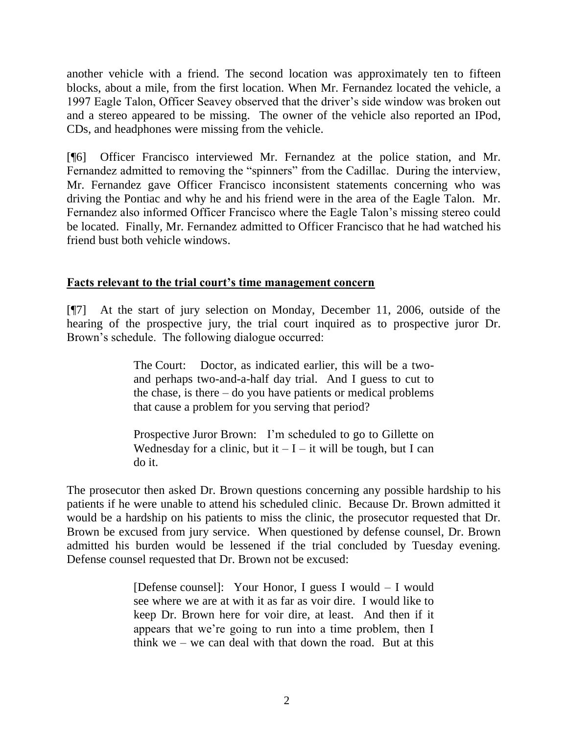another vehicle with a friend. The second location was approximately ten to fifteen blocks, about a mile, from the first location. When Mr. Fernandez located the vehicle, a 1997 Eagle Talon, Officer Seavey observed that the driver's side window was broken out and a stereo appeared to be missing. The owner of the vehicle also reported an IPod, CDs, and headphones were missing from the vehicle.

[¶6] Officer Francisco interviewed Mr. Fernandez at the police station, and Mr. Fernandez admitted to removing the "spinners" from the Cadillac. During the interview, Mr. Fernandez gave Officer Francisco inconsistent statements concerning who was driving the Pontiac and why he and his friend were in the area of the Eagle Talon. Mr. Fernandez also informed Officer Francisco where the Eagle Talon's missing stereo could be located. Finally, Mr. Fernandez admitted to Officer Francisco that he had watched his friend bust both vehicle windows.

**Facts relevant to the trial court's time management concern**

[¶7] At the start of jury selection on Monday, December 11, 2006, outside of the hearing of the prospective jury, the trial court inquired as to prospective juror Dr. Brown's schedule. The following dialogue occurred:

> The Court: Doctor, as indicated earlier, this will be a two- and perhaps two-and-a-half day trial. And I guess to cut to the chase, is there – do you have patients or medical problems that cause a problem for you serving that period?
>
> Prospective Juror Brown: I'm scheduled to go to Gillette on Wednesday for a clinic, but it – I – it will be tough, but I can do it.

The prosecutor then asked Dr. Brown questions concerning any possible hardship to his patients if he were unable to attend his scheduled clinic. Because Dr. Brown admitted it would be a hardship on his patients to miss the clinic, the prosecutor requested that Dr. Brown be excused from jury service. When questioned by defense counsel, Dr. Brown admitted his burden would be lessened if the trial concluded by Tuesday evening. Defense counsel requested that Dr. Brown not be excused:

> [Defense counsel]: Your Honor, I guess I would – I would see where we are at with it as far as voir dire. I would like to keep Dr. Brown here for voir dire, at least. And then if it appears that we're going to run into a time problem, then I think we – we can deal with that down the road. But at this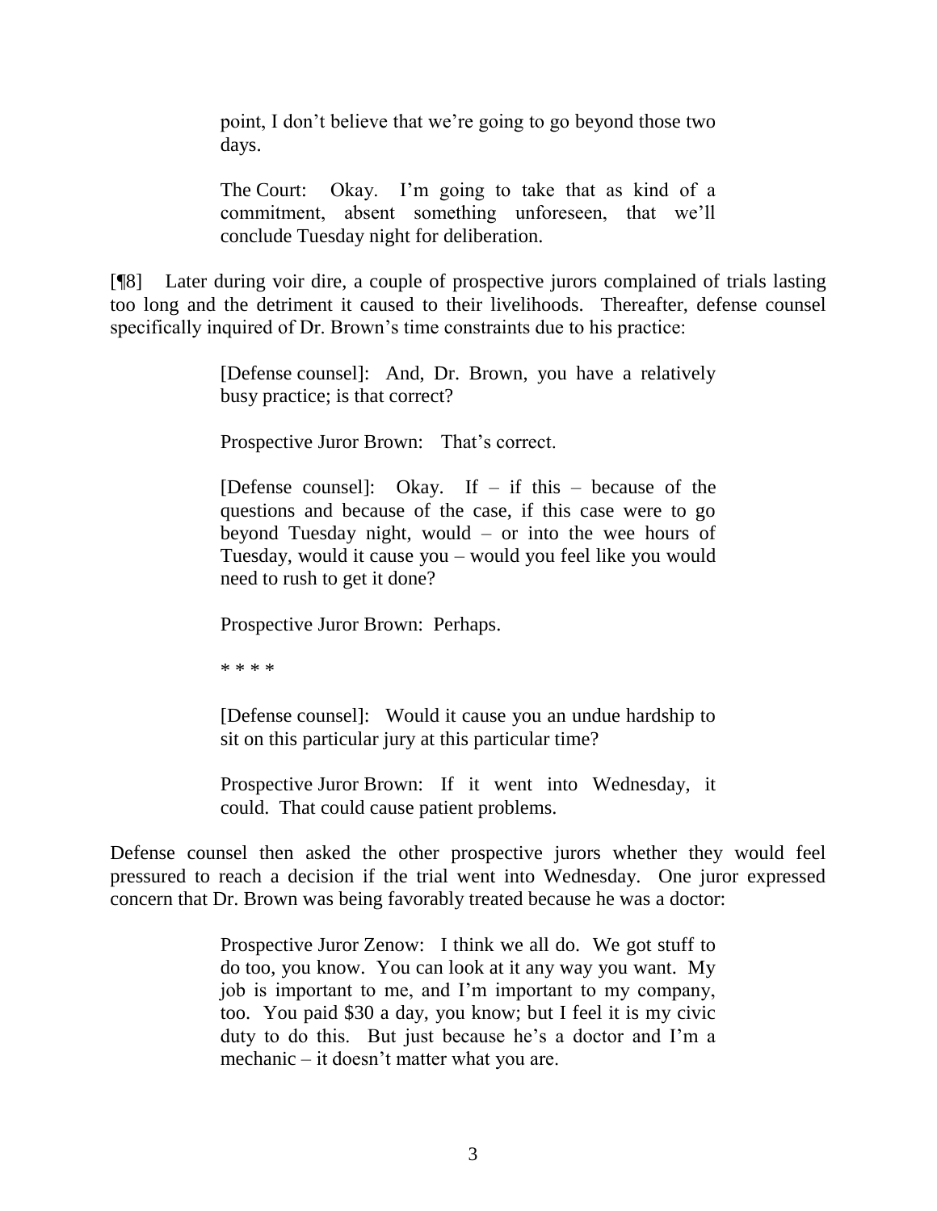> point, I don't believe that we're going to go beyond those two days.
>
> The Court: Okay. I'm going to take that as kind of a commitment, absent something unforeseen, that we'll conclude Tuesday night for deliberation.

[¶8] Later during voir dire, a couple of prospective jurors complained of trials lasting too long and the detriment it caused to their livelihoods. Thereafter, defense counsel specifically inquired of Dr. Brown's time constraints due to his practice:

> [Defense counsel]: And, Dr. Brown, you have a relatively busy practice; is that correct?
>
> Prospective Juror Brown: That's correct.
>
> [Defense counsel]: Okay. If – if this – because of the questions and because of the case, if this case were to go beyond Tuesday night, would – or into the wee hours of Tuesday, would it cause you – would you feel like you would need to rush to get it done?
>
> Prospective Juror Brown: Perhaps.
>
> * * * *
>
> [Defense counsel]: Would it cause you an undue hardship to sit on this particular jury at this particular time?
>
> Prospective Juror Brown: If it went into Wednesday, it could. That could cause patient problems.

Defense counsel then asked the other prospective jurors whether they would feel pressured to reach a decision if the trial went into Wednesday. One juror expressed concern that Dr. Brown was being favorably treated because he was a doctor:

> Prospective Juror Zenow: I think we all do. We got stuff to do too, you know. You can look at it any way you want. My job is important to me, and I'm important to my company, too. You paid $30 a day, you know; but I feel it is my civic duty to do this. But just because he's a doctor and I'm a mechanic – it doesn't matter what you are.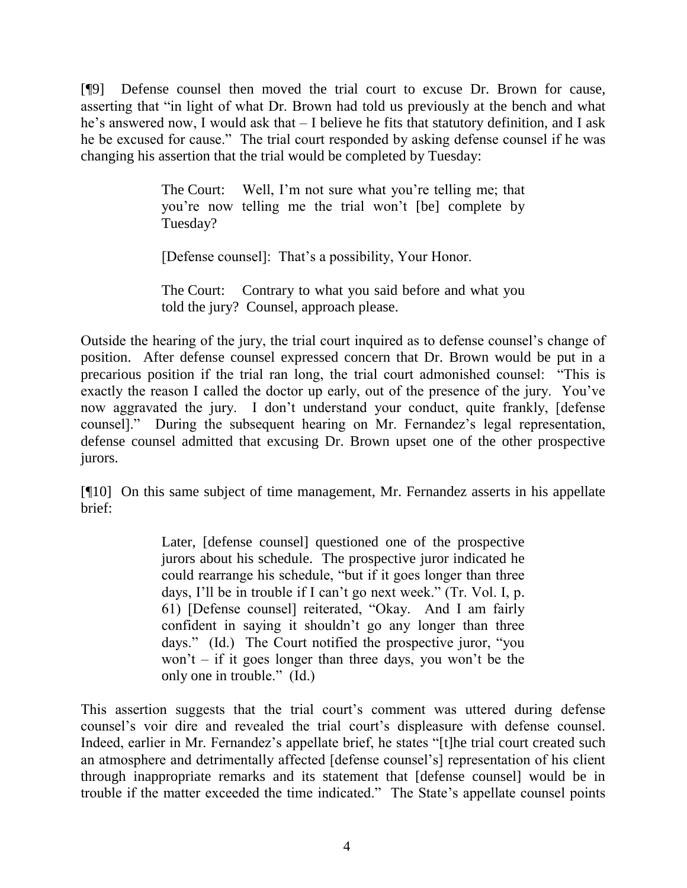[¶9] Defense counsel then moved the trial court to excuse Dr. Brown for cause, asserting that "in light of what Dr. Brown had told us previously at the bench and what he's answered now, I would ask that – I believe he fits that statutory definition, and I ask he be excused for cause." The trial court responded by asking defense counsel if he was changing his assertion that the trial would be completed by Tuesday:

> The Court: Well, I'm not sure what you're telling me; that you're now telling me the trial won't [be] complete by Tuesday?
>
> [Defense counsel]: That's a possibility, Your Honor.
>
> The Court: Contrary to what you said before and what you told the jury? Counsel, approach please.

Outside the hearing of the jury, the trial court inquired as to defense counsel's change of position. After defense counsel expressed concern that Dr. Brown would be put in a precarious position if the trial ran long, the trial court admonished counsel: "This is exactly the reason I called the doctor up early, out of the presence of the jury. You've now aggravated the jury. I don't understand your conduct, quite frankly, [defense counsel]." During the subsequent hearing on Mr. Fernandez's legal representation, defense counsel admitted that excusing Dr. Brown upset one of the other prospective jurors.

[¶10] On this same subject of time management, Mr. Fernandez asserts in his appellate brief:

> Later, [defense counsel] questioned one of the prospective jurors about his schedule. The prospective juror indicated he could rearrange his schedule, "but if it goes longer than three days, I'll be in trouble if I can't go next week." (Tr. Vol. I, p. 61) [Defense counsel] reiterated, "Okay. And I am fairly confident in saying it shouldn't go any longer than three days." (Id.) The Court notified the prospective juror, "you won't – if it goes longer than three days, you won't be the only one in trouble." (Id.)

This assertion suggests that the trial court's comment was uttered during defense counsel's voir dire and revealed the trial court's displeasure with defense counsel. Indeed, earlier in Mr. Fernandez's appellate brief, he states "[t]he trial court created such an atmosphere and detrimentally affected [defense counsel's] representation of his client through inappropriate remarks and its statement that [defense counsel] would be in trouble if the matter exceeded the time indicated." The State's appellate counsel points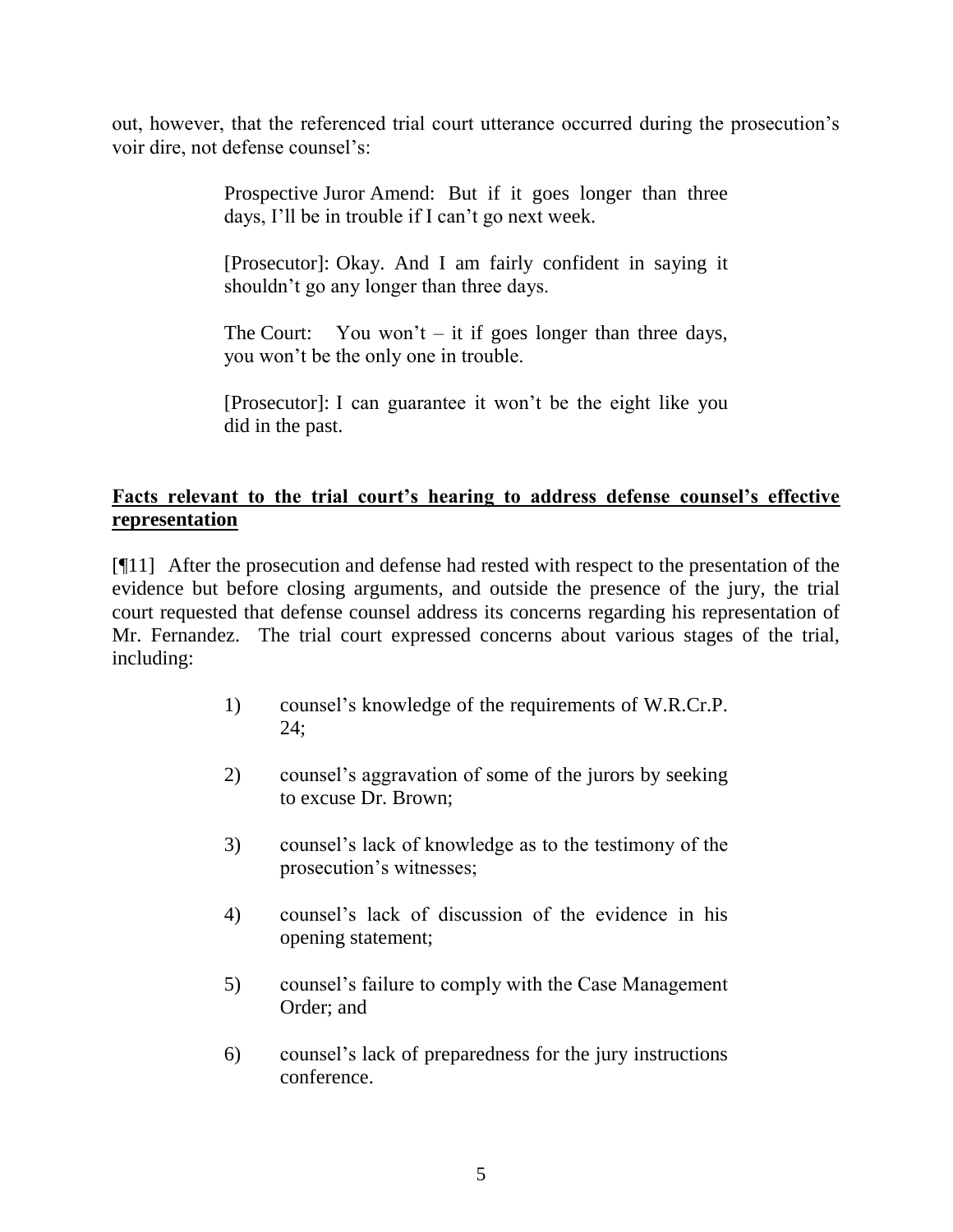out, however, that the referenced trial court utterance occurred during the prosecution's voir dire, not defense counsel's:

> Prospective Juror Amend: But if it goes longer than three days, I'll be in trouble if I can't go next week.
>
> [Prosecutor]: Okay. And I am fairly confident in saying it shouldn't go any longer than three days.
>
> The Court: You won't – it if goes longer than three days, you won't be the only one in trouble.
>
> [Prosecutor]: I can guarantee it won't be the eight like you did in the past.

**Facts relevant to the trial court's hearing to address defense counsel's effective representation**

[¶11] After the prosecution and defense had rested with respect to the presentation of the evidence but before closing arguments, and outside the presence of the jury, the trial court requested that defense counsel address its concerns regarding his representation of Mr. Fernandez. The trial court expressed concerns about various stages of the trial, including:

1) counsel's knowledge of the requirements of W.R.Cr.P. 24;
2) counsel's aggravation of some of the jurors by seeking to excuse Dr. Brown;
3) counsel's lack of knowledge as to the testimony of the prosecution's witnesses;
4) counsel's lack of discussion of the evidence in his opening statement;
5) counsel's failure to comply with the Case Management Order; and
6) counsel's lack of preparedness for the jury instructions conference.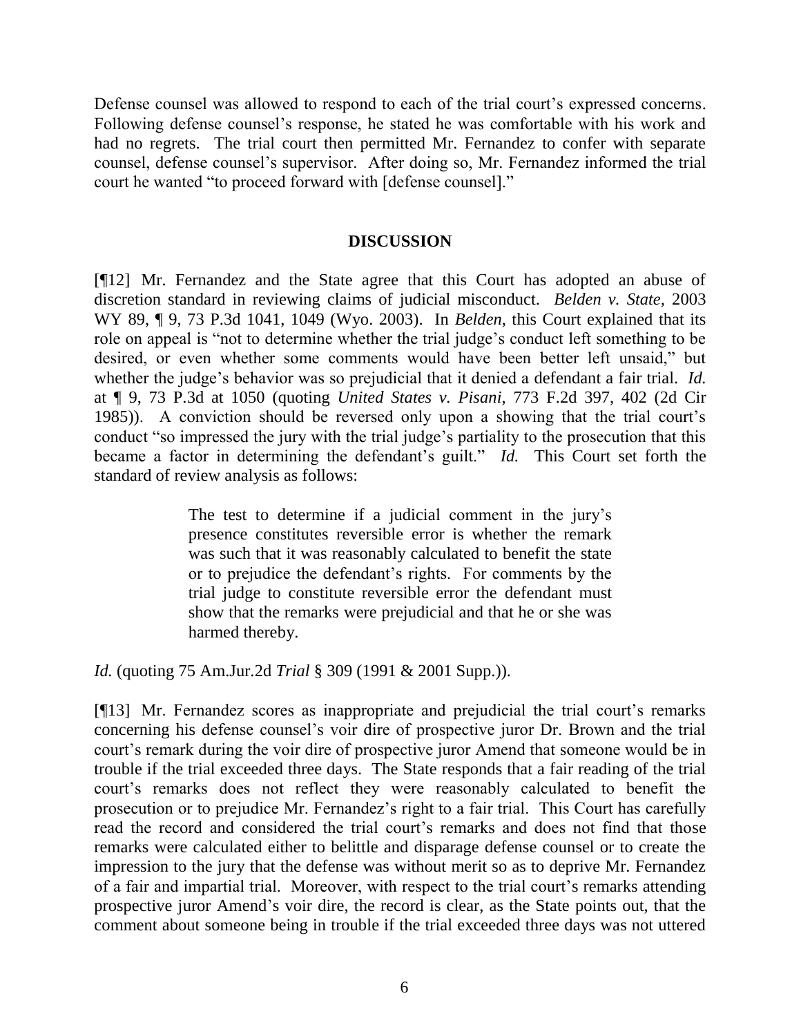Defense counsel was allowed to respond to each of the trial court's expressed concerns. Following defense counsel's response, he stated he was comfortable with his work and had no regrets. The trial court then permitted Mr. Fernandez to confer with separate counsel, defense counsel's supervisor. After doing so, Mr. Fernandez informed the trial court he wanted "to proceed forward with [defense counsel]."

## DISCUSSION

[¶12] Mr. Fernandez and the State agree that this Court has adopted an abuse of discretion standard in reviewing claims of judicial misconduct. *Belden v. State*, 2003 WY 89, ¶ 9, 73 P.3d 1041, 1049 (Wyo. 2003). In *Belden*, this Court explained that its role on appeal is "not to determine whether the trial judge's conduct left something to be desired, or even whether some comments would have been better left unsaid," but whether the judge's behavior was so prejudicial that it denied a defendant a fair trial. *Id.* at ¶ 9, 73 P.3d at 1050 (quoting *United States v. Pisani*, 773 F.2d 397, 402 (2d Cir 1985)). A conviction should be reversed only upon a showing that the trial court's conduct "so impressed the jury with the trial judge's partiality to the prosecution that this became a factor in determining the defendant's guilt." *Id.* This Court set forth the standard of review analysis as follows:

> The test to determine if a judicial comment in the jury's presence constitutes reversible error is whether the remark was such that it was reasonably calculated to benefit the state or to prejudice the defendant's rights. For comments by the trial judge to constitute reversible error the defendant must show that the remarks were prejudicial and that he or she was harmed thereby.

*Id.* (quoting 75 Am.Jur.2d *Trial* § 309 (1991 & 2001 Supp.)).

[¶13] Mr. Fernandez scores as inappropriate and prejudicial the trial court's remarks concerning his defense counsel's voir dire of prospective juror Dr. Brown and the trial court's remark during the voir dire of prospective juror Amend that someone would be in trouble if the trial exceeded three days. The State responds that a fair reading of the trial court's remarks does not reflect they were reasonably calculated to benefit the prosecution or to prejudice Mr. Fernandez's right to a fair trial. This Court has carefully read the record and considered the trial court's remarks and does not find that those remarks were calculated either to belittle and disparage defense counsel or to create the impression to the jury that the defense was without merit so as to deprive Mr. Fernandez of a fair and impartial trial. Moreover, with respect to the trial court's remarks attending prospective juror Amend's voir dire, the record is clear, as the State points out, that the comment about someone being in trouble if the trial exceeded three days was not uttered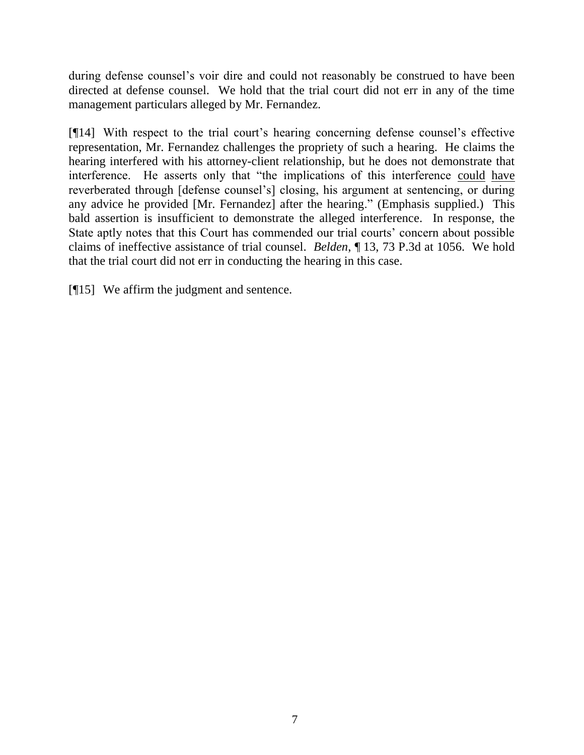during defense counsel's voir dire and could not reasonably be construed to have been directed at defense counsel. We hold that the trial court did not err in any of the time management particulars alleged by Mr. Fernandez.

[¶14] With respect to the trial court's hearing concerning defense counsel's effective representation, Mr. Fernandez challenges the propriety of such a hearing. He claims the hearing interfered with his attorney-client relationship, but he does not demonstrate that interference. He asserts only that "the implications of this interference <u>could</u> <u>have</u> reverberated through [defense counsel's] closing, his argument at sentencing, or during any advice he provided [Mr. Fernandez] after the hearing." (Emphasis supplied.) This bald assertion is insufficient to demonstrate the alleged interference. In response, the State aptly notes that this Court has commended our trial courts' concern about possible claims of ineffective assistance of trial counsel. *Belden*, ¶ 13, 73 P.3d at 1056. We hold that the trial court did not err in conducting the hearing in this case.

[¶15] We affirm the judgment and sentence.